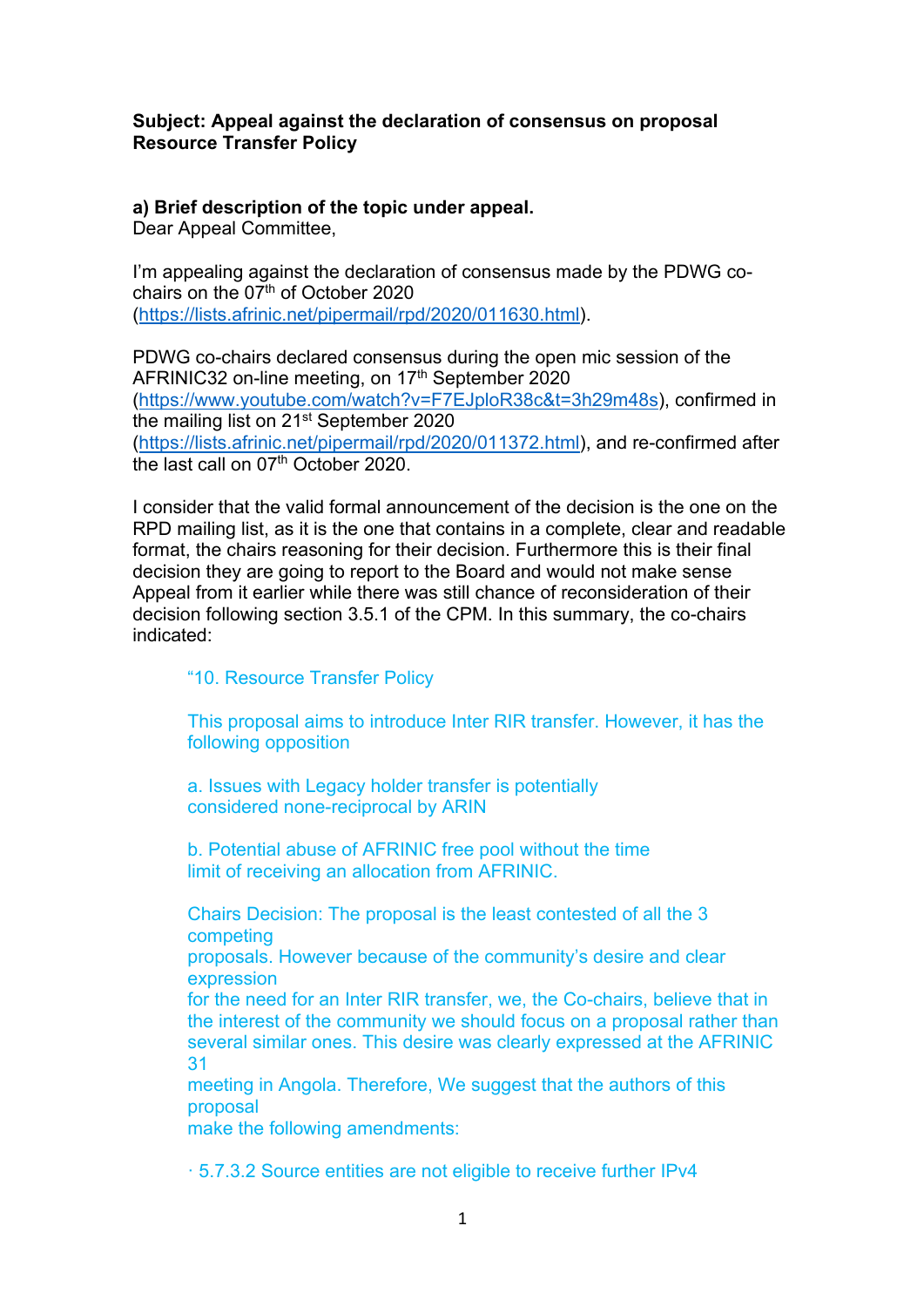**Subject: Appeal against the declaration of consensus on proposal Resource Transfer Policy**

**a) Brief description of the topic under appeal.**

Dear Appeal Committee,

I'm appealing against the declaration of consensus made by the PDWG co-chairs on the 07th of October 2020 (https://lists.afrinic.net/pipermail/rpd/2020/011630.html).

PDWG co-chairs declared consensus during the open mic session of the AFRINIC32 on-line meeting, on 17th September 2020 (https://www.youtube.com/watch?v=F7EJploR38c&t=3h29m48s), confirmed in the mailing list on 21st September 2020 (https://lists.afrinic.net/pipermail/rpd/2020/011372.html), and re-confirmed after the last call on 07th October 2020.

I consider that the valid formal announcement of the decision is the one on the RPD mailing list, as it is the one that contains in a complete, clear and readable format, the chairs reasoning for their decision. Furthermore this is their final decision they are going to report to the Board and would not make sense Appeal from it earlier while there was still chance of reconsideration of their decision following section 3.5.1 of the CPM. In this summary, the co-chairs indicated:

> "10. Resource Transfer Policy
>
> This proposal aims to introduce Inter RIR transfer. However, it has the following opposition
>
> a. Issues with Legacy holder transfer is potentially considered none-reciprocal by ARIN
>
> b. Potential abuse of AFRINIC free pool without the time limit of receiving an allocation from AFRINIC.
>
> Chairs Decision: The proposal is the least contested of all the 3 competing proposals. However because of the community's desire and clear expression for the need for an Inter RIR transfer, we, the Co-chairs, believe that in the interest of the community we should focus on a proposal rather than several similar ones. This desire was clearly expressed at the AFRINIC 31 meeting in Angola. Therefore, We suggest that the authors of this proposal make the following amendments:
>
> · 5.7.3.2 Source entities are not eligible to receive further IPv4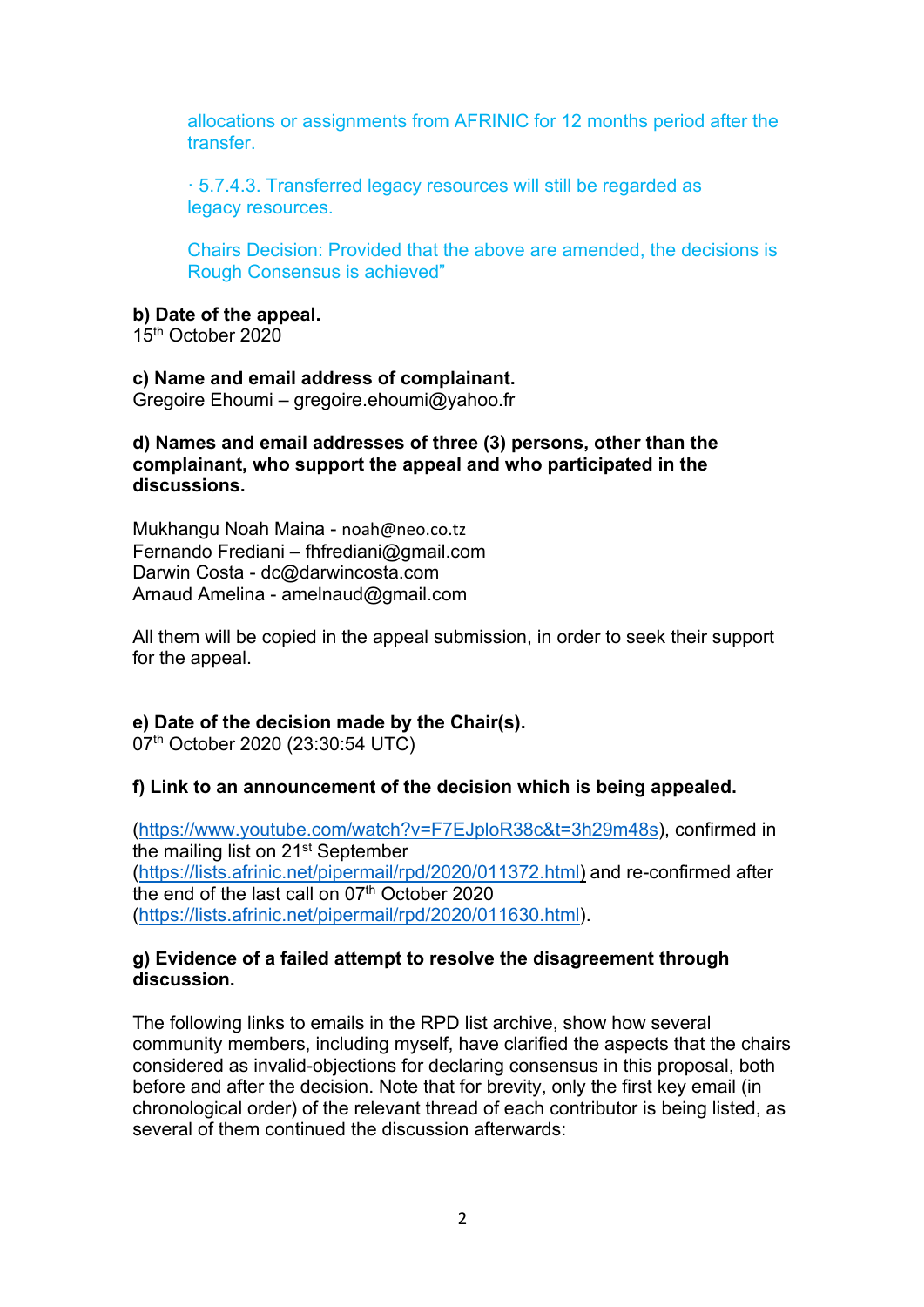allocations or assignments from AFRINIC for 12 months period after the transfer.

· 5.7.4.3. Transferred legacy resources will still be regarded as legacy resources.

Chairs Decision: Provided that the above are amended, the decisions is Rough Consensus is achieved"

**b) Date of the appeal.**
15th October 2020

**c) Name and email address of complainant.**
Gregoire Ehoumi – gregoire.ehoumi@yahoo.fr

**d) Names and email addresses of three (3) persons, other than the complainant, who support the appeal and who participated in the discussions.**

Mukhangu Noah Maina - noah@neo.co.tz
Fernando Frediani – fhfrediani@gmail.com
Darwin Costa - dc@darwincosta.com
Arnaud Amelina - amelnaud@gmail.com

All them will be copied in the appeal submission, in order to seek their support for the appeal.

**e) Date of the decision made by the Chair(s).**
07th October 2020 (23:30:54 UTC)

**f) Link to an announcement of the decision which is being appealed.**

(https://www.youtube.com/watch?v=F7EJploR38c&t=3h29m48s), confirmed in the mailing list on 21st September (https://lists.afrinic.net/pipermail/rpd/2020/011372.html) and re-confirmed after the end of the last call on 07th October 2020 (https://lists.afrinic.net/pipermail/rpd/2020/011630.html).

**g) Evidence of a failed attempt to resolve the disagreement through discussion.**

The following links to emails in the RPD list archive, show how several community members, including myself, have clarified the aspects that the chairs considered as invalid-objections for declaring consensus in this proposal, both before and after the decision. Note that for brevity, only the first key email (in chronological order) of the relevant thread of each contributor is being listed, as several of them continued the discussion afterwards: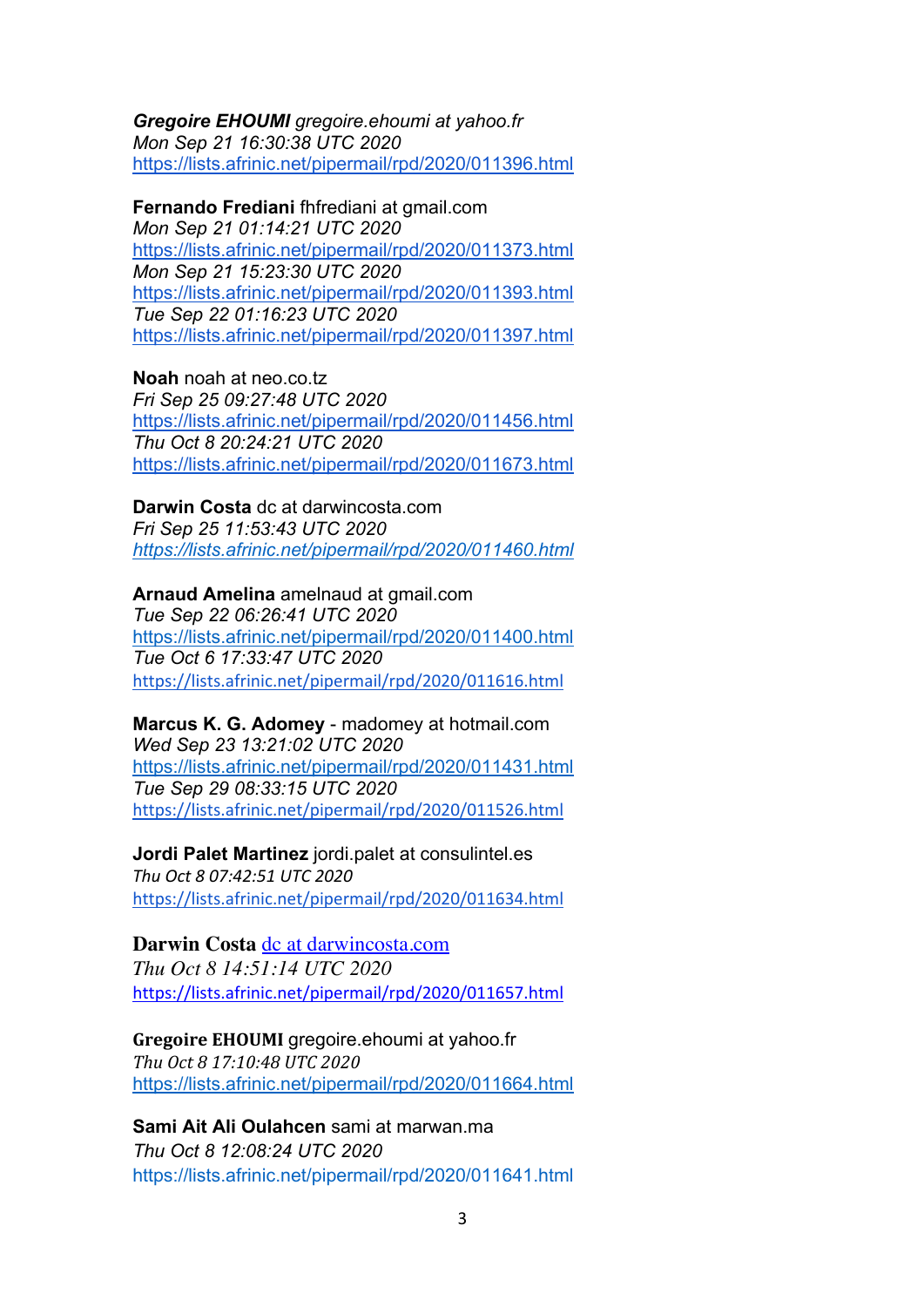***Gregoire EHOUMI** gregoire.ehoumi at yahoo.fr*
*Mon Sep 21 16:30:38 UTC 2020*
https://lists.afrinic.net/pipermail/rpd/2020/011396.html

**Fernando Frediani** fhfrediani at gmail.com
*Mon Sep 21 01:14:21 UTC 2020*
https://lists.afrinic.net/pipermail/rpd/2020/011373.html
*Mon Sep 21 15:23:30 UTC 2020*
https://lists.afrinic.net/pipermail/rpd/2020/011393.html
*Tue Sep 22 01:16:23 UTC 2020*
https://lists.afrinic.net/pipermail/rpd/2020/011397.html

**Noah** noah at neo.co.tz
*Fri Sep 25 09:27:48 UTC 2020*
https://lists.afrinic.net/pipermail/rpd/2020/011456.html
*Thu Oct 8 20:24:21 UTC 2020*
https://lists.afrinic.net/pipermail/rpd/2020/011673.html

**Darwin Costa** dc at darwincosta.com
*Fri Sep 25 11:53:43 UTC 2020*
*https://lists.afrinic.net/pipermail/rpd/2020/011460.html*

**Arnaud Amelina** amelnaud at gmail.com
*Tue Sep 22 06:26:41 UTC 2020*
https://lists.afrinic.net/pipermail/rpd/2020/011400.html
*Tue Oct 6 17:33:47 UTC 2020*
https://lists.afrinic.net/pipermail/rpd/2020/011616.html

**Marcus K. G. Adomey** - madomey at hotmail.com
*Wed Sep 23 13:21:02 UTC 2020*
https://lists.afrinic.net/pipermail/rpd/2020/011431.html
*Tue Sep 29 08:33:15 UTC 2020*
https://lists.afrinic.net/pipermail/rpd/2020/011526.html

**Jordi Palet Martinez** jordi.palet at consulintel.es
*Thu Oct 8 07:42:51 UTC 2020*
https://lists.afrinic.net/pipermail/rpd/2020/011634.html

**Darwin Costa** dc at darwincosta.com
*Thu Oct 8 14:51:14 UTC 2020*
https://lists.afrinic.net/pipermail/rpd/2020/011657.html

**Gregoire EHOUMI** gregoire.ehoumi at yahoo.fr
*Thu Oct 8 17:10:48 UTC 2020*
https://lists.afrinic.net/pipermail/rpd/2020/011664.html

**Sami Ait Ali Oulahcen** sami at marwan.ma
*Thu Oct 8 12:08:24 UTC 2020*
https://lists.afrinic.net/pipermail/rpd/2020/011641.html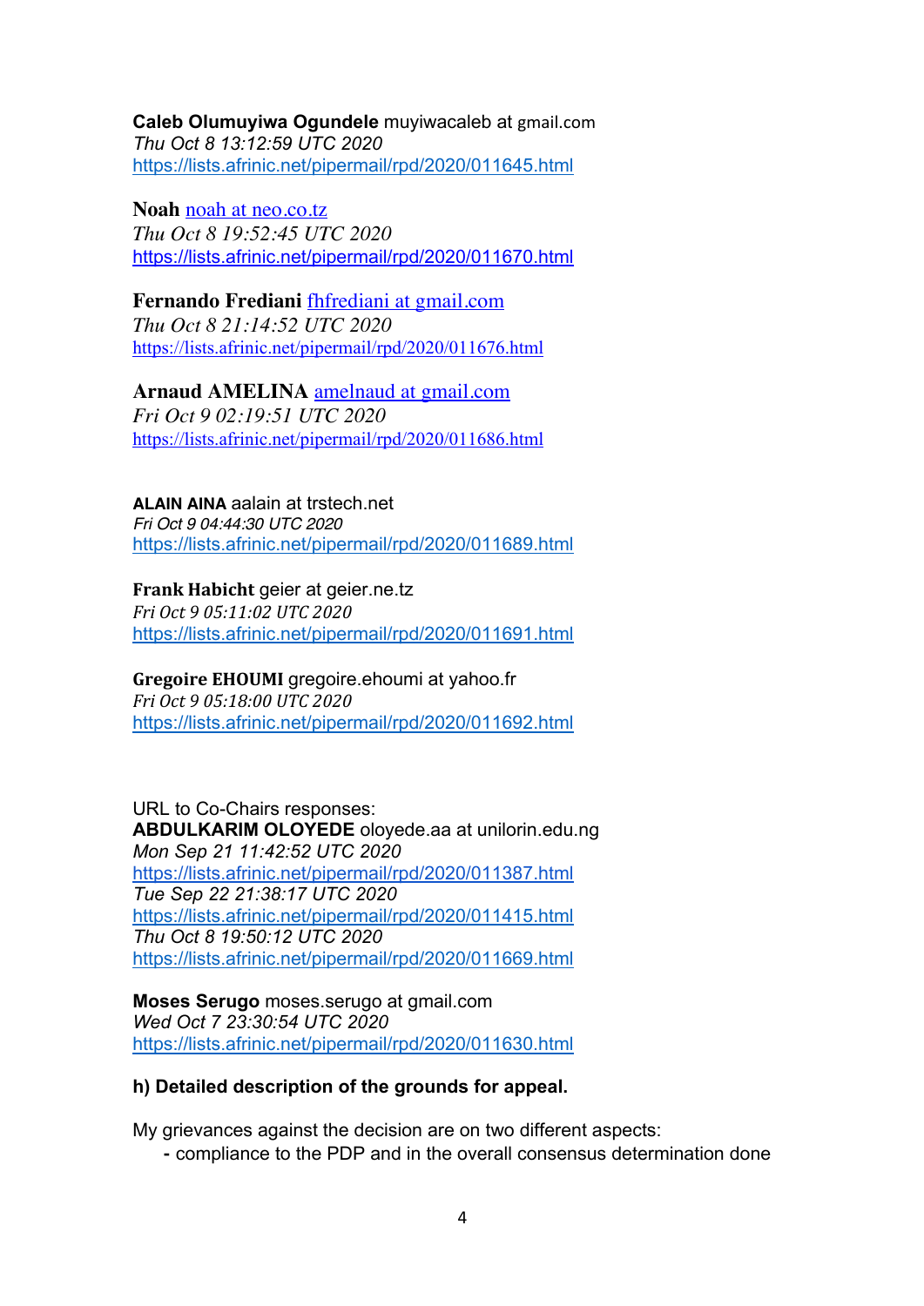**Caleb Olumuyiwa Ogundele** muyiwacaleb at gmail.com
*Thu Oct 8 13:12:59 UTC 2020*
https://lists.afrinic.net/pipermail/rpd/2020/011645.html

**Noah** noah at neo.co.tz
*Thu Oct 8 19:52:45 UTC 2020*
https://lists.afrinic.net/pipermail/rpd/2020/011670.html

**Fernando Frediani** fhfrediani at gmail.com
*Thu Oct 8 21:14:52 UTC 2020*
https://lists.afrinic.net/pipermail/rpd/2020/011676.html

**Arnaud AMELINA** amelnaud at gmail.com
*Fri Oct 9 02:19:51 UTC 2020*
https://lists.afrinic.net/pipermail/rpd/2020/011686.html

**ALAIN AINA** aalain at trstech.net
*Fri Oct 9 04:44:30 UTC 2020*
https://lists.afrinic.net/pipermail/rpd/2020/011689.html

**Frank Habicht** geier at geier.ne.tz
*Fri Oct 9 05:11:02 UTC 2020*
https://lists.afrinic.net/pipermail/rpd/2020/011691.html

**Gregoire EHOUMI** gregoire.ehoumi at yahoo.fr
*Fri Oct 9 05:18:00 UTC 2020*
https://lists.afrinic.net/pipermail/rpd/2020/011692.html

URL to Co-Chairs responses:
**ABDULKARIM OLOYEDE** oloyede.aa at unilorin.edu.ng
*Mon Sep 21 11:42:52 UTC 2020*
https://lists.afrinic.net/pipermail/rpd/2020/011387.html
*Tue Sep 22 21:38:17 UTC 2020*
https://lists.afrinic.net/pipermail/rpd/2020/011415.html
*Thu Oct 8 19:50:12 UTC 2020*
https://lists.afrinic.net/pipermail/rpd/2020/011669.html

**Moses Serugo** moses.serugo at gmail.com
*Wed Oct 7 23:30:54 UTC 2020*
https://lists.afrinic.net/pipermail/rpd/2020/011630.html

**h) Detailed description of the grounds for appeal.**

My grievances against the decision are on two different aspects:

- compliance to the PDP and in the overall consensus determination done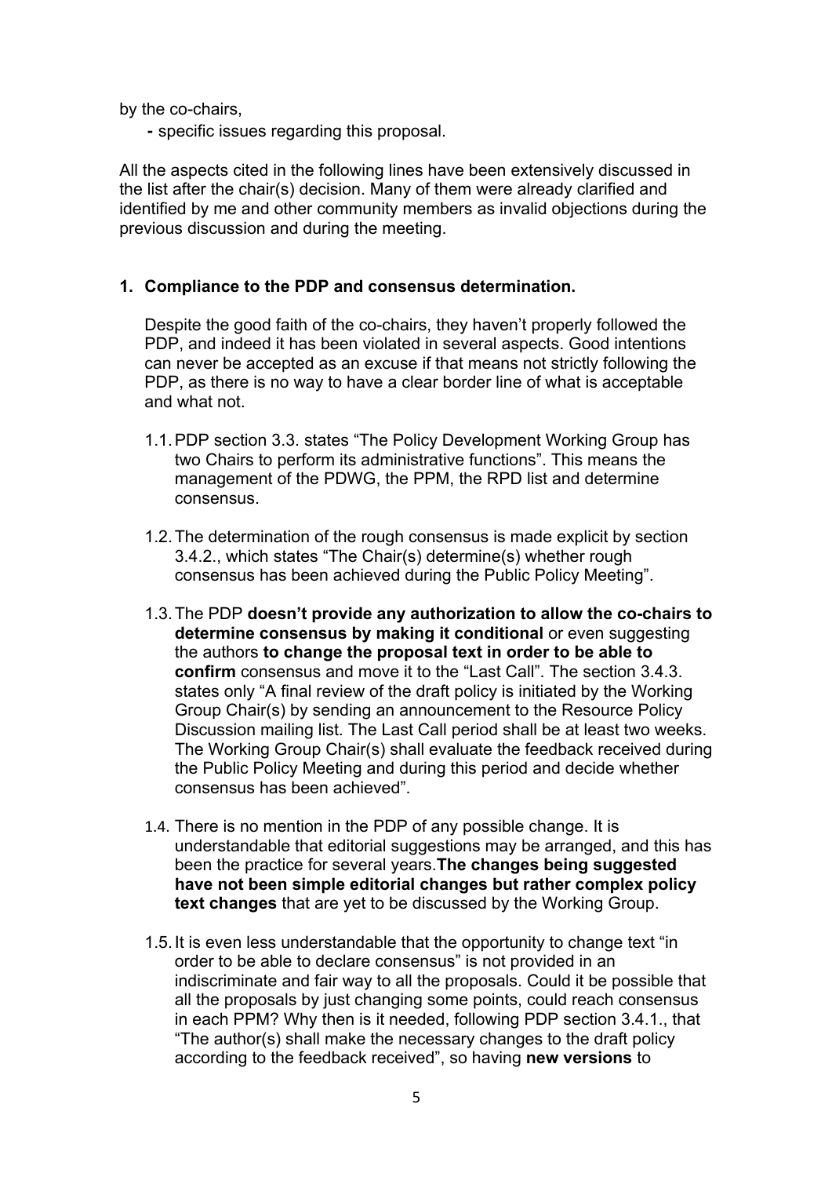by the co-chairs,

- specific issues regarding this proposal.

All the aspects cited in the following lines have been extensively discussed in the list after the chair(s) decision. Many of them were already clarified and identified by me and other community members as invalid objections during the previous discussion and during the meeting.

**1. Compliance to the PDP and consensus determination.**

Despite the good faith of the co-chairs, they haven't properly followed the PDP, and indeed it has been violated in several aspects. Good intentions can never be accepted as an excuse if that means not strictly following the PDP, as there is no way to have a clear border line of what is acceptable and what not.

1.1. PDP section 3.3. states "The Policy Development Working Group has two Chairs to perform its administrative functions". This means the management of the PDWG, the PPM, the RPD list and determine consensus.

1.2. The determination of the rough consensus is made explicit by section 3.4.2., which states "The Chair(s) determine(s) whether rough consensus has been achieved during the Public Policy Meeting".

1.3. The PDP **doesn't provide any authorization to allow the co-chairs to determine consensus by making it conditional** or even suggesting the authors **to change the proposal text in order to be able to confirm** consensus and move it to the "Last Call". The section 3.4.3. states only "A final review of the draft policy is initiated by the Working Group Chair(s) by sending an announcement to the Resource Policy Discussion mailing list. The Last Call period shall be at least two weeks. The Working Group Chair(s) shall evaluate the feedback received during the Public Policy Meeting and during this period and decide whether consensus has been achieved".

1.4. There is no mention in the PDP of any possible change. It is understandable that editorial suggestions may be arranged, and this has been the practice for several years.**The changes being suggested have not been simple editorial changes but rather complex policy text changes** that are yet to be discussed by the Working Group.

1.5. It is even less understandable that the opportunity to change text "in order to be able to declare consensus" is not provided in an indiscriminate and fair way to all the proposals. Could it be possible that all the proposals by just changing some points, could reach consensus in each PPM? Why then is it needed, following PDP section 3.4.1., that "The author(s) shall make the necessary changes to the draft policy according to the feedback received", so having **new versions** to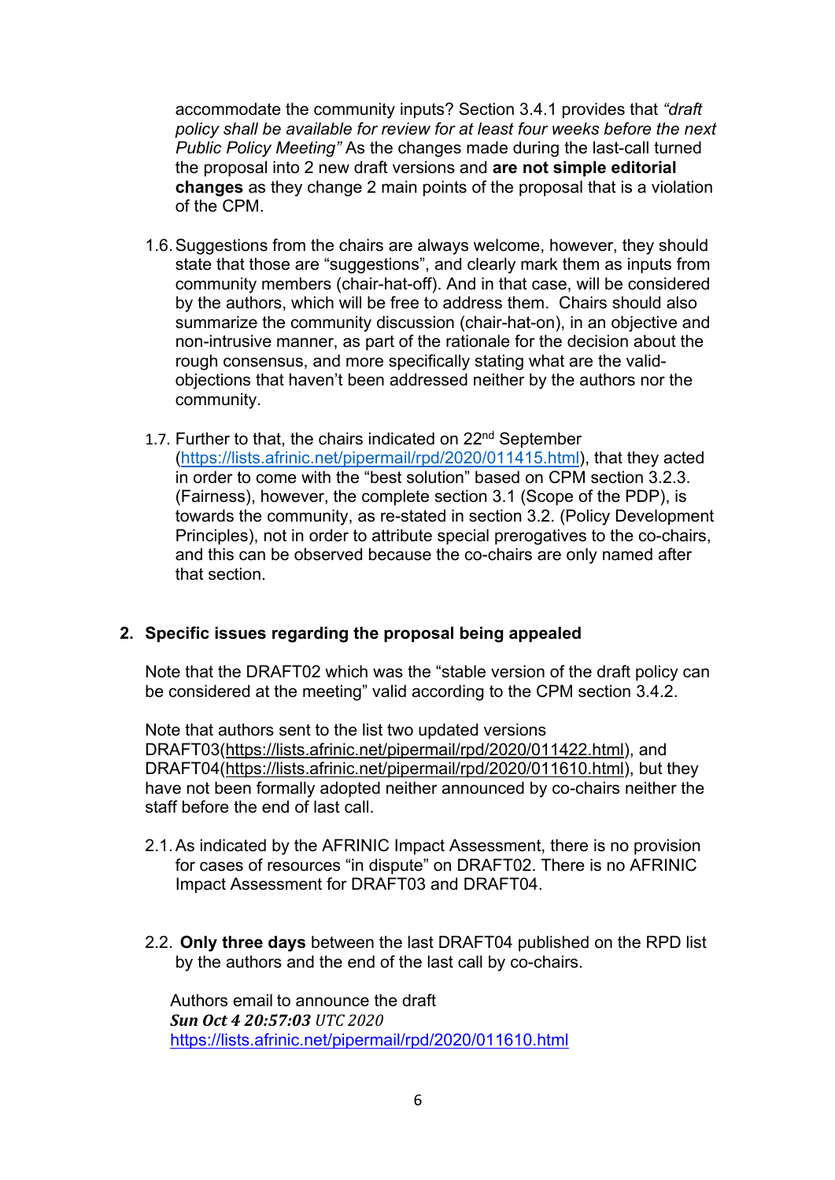accommodate the community inputs? Section 3.4.1 provides that *"draft policy shall be available for review for at least four weeks before the next Public Policy Meeting"* As the changes made during the last-call turned the proposal into 2 new draft versions and **are not simple editorial changes** as they change 2 main points of the proposal that is a violation of the CPM.

1.6. Suggestions from the chairs are always welcome, however, they should state that those are "suggestions", and clearly mark them as inputs from community members (chair-hat-off). And in that case, will be considered by the authors, which will be free to address them. Chairs should also summarize the community discussion (chair-hat-on), in an objective and non-intrusive manner, as part of the rationale for the decision about the rough consensus, and more specifically stating what are the valid-objections that haven't been addressed neither by the authors nor the community.

1.7. Further to that, the chairs indicated on 22nd September (https://lists.afrinic.net/pipermail/rpd/2020/011415.html), that they acted in order to come with the "best solution" based on CPM section 3.2.3. (Fairness), however, the complete section 3.1 (Scope of the PDP), is towards the community, as re-stated in section 3.2. (Policy Development Principles), not in order to attribute special prerogatives to the co-chairs, and this can be observed because the co-chairs are only named after that section.

## 2. Specific issues regarding the proposal being appealed

Note that the DRAFT02 which was the "stable version of the draft policy can be considered at the meeting" valid according to the CPM section 3.4.2.

Note that authors sent to the list two updated versions DRAFT03(https://lists.afrinic.net/pipermail/rpd/2020/011422.html), and DRAFT04(https://lists.afrinic.net/pipermail/rpd/2020/011610.html), but they have not been formally adopted neither announced by co-chairs neither the staff before the end of last call.

2.1. As indicated by the AFRINIC Impact Assessment, there is no provision for cases of resources "in dispute" on DRAFT02. There is no AFRINIC Impact Assessment for DRAFT03 and DRAFT04.

2.2. **Only three days** between the last DRAFT04 published on the RPD list by the authors and the end of the last call by co-chairs.

Authors email to announce the draft
***Sun Oct 4 20:57:03*** *UTC 2020*
https://lists.afrinic.net/pipermail/rpd/2020/011610.html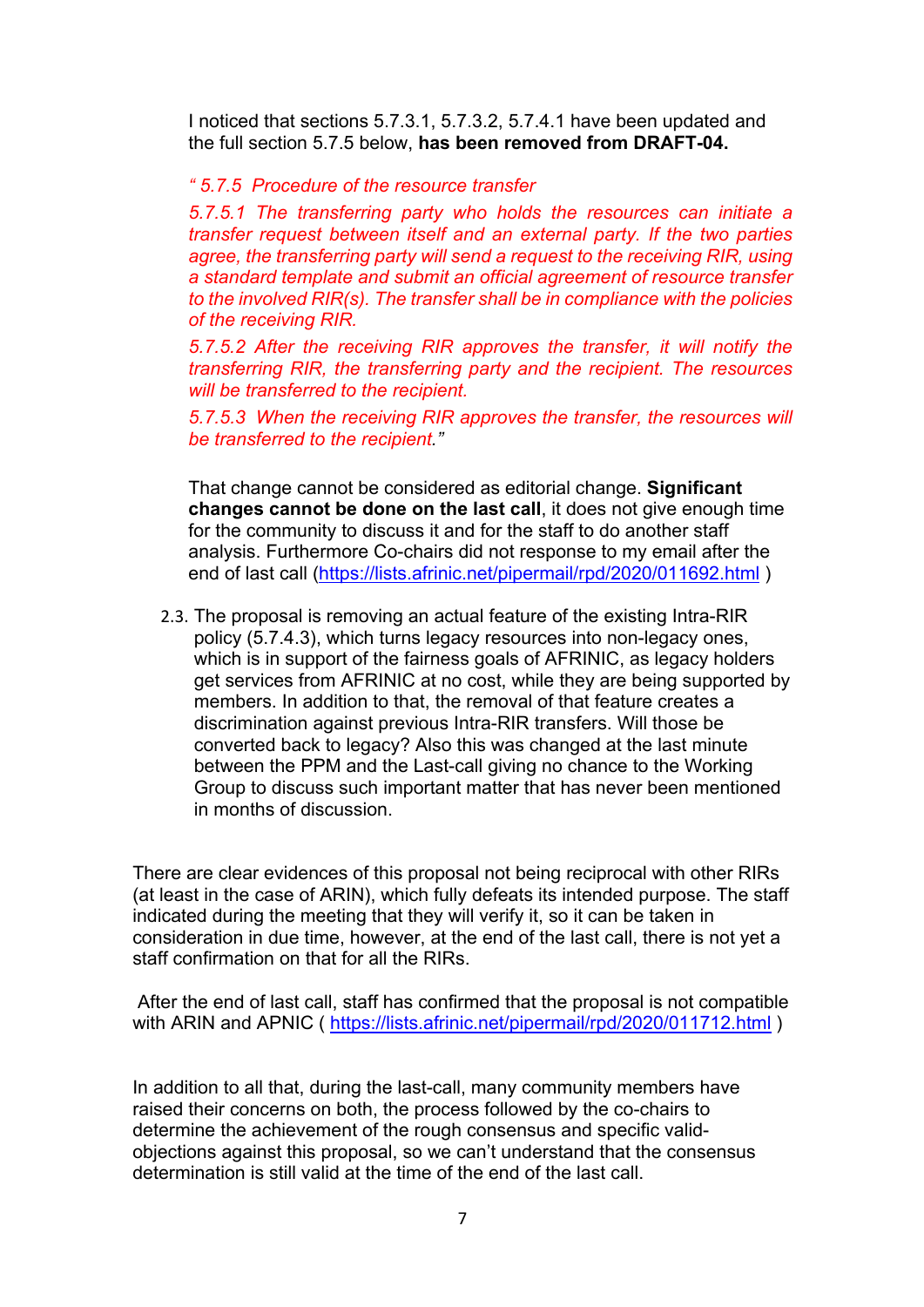I noticed that sections 5.7.3.1, 5.7.3.2, 5.7.4.1 have been updated and the full section 5.7.5 below, **has been removed from DRAFT-04.**

*" 5.7.5 Procedure of the resource transfer*

*5.7.5.1 The transferring party who holds the resources can initiate a transfer request between itself and an external party. If the two parties agree, the transferring party will send a request to the receiving RIR, using a standard template and submit an official agreement of resource transfer to the involved RIR(s). The transfer shall be in compliance with the policies of the receiving RIR.*

*5.7.5.2 After the receiving RIR approves the transfer, it will notify the transferring RIR, the transferring party and the recipient. The resources will be transferred to the recipient.*

*5.7.5.3 When the receiving RIR approves the transfer, the resources will be transferred to the recipient."*

That change cannot be considered as editorial change. **Significant changes cannot be done on the last call**, it does not give enough time for the community to discuss it and for the staff to do another staff analysis. Furthermore Co-chairs did not response to my email after the end of last call (https://lists.afrinic.net/pipermail/rpd/2020/011692.html )

2.3. The proposal is removing an actual feature of the existing Intra-RIR policy (5.7.4.3), which turns legacy resources into non-legacy ones, which is in support of the fairness goals of AFRINIC, as legacy holders get services from AFRINIC at no cost, while they are being supported by members. In addition to that, the removal of that feature creates a discrimination against previous Intra-RIR transfers. Will those be converted back to legacy? Also this was changed at the last minute between the PPM and the Last-call giving no chance to the Working Group to discuss such important matter that has never been mentioned in months of discussion.

There are clear evidences of this proposal not being reciprocal with other RIRs (at least in the case of ARIN), which fully defeats its intended purpose. The staff indicated during the meeting that they will verify it, so it can be taken in consideration in due time, however, at the end of the last call, there is not yet a staff confirmation on that for all the RIRs.

After the end of last call, staff has confirmed that the proposal is not compatible with ARIN and APNIC ( https://lists.afrinic.net/pipermail/rpd/2020/011712.html )

In addition to all that, during the last-call, many community members have raised their concerns on both, the process followed by the co-chairs to determine the achievement of the rough consensus and specific valid-objections against this proposal, so we can't understand that the consensus determination is still valid at the time of the end of the last call.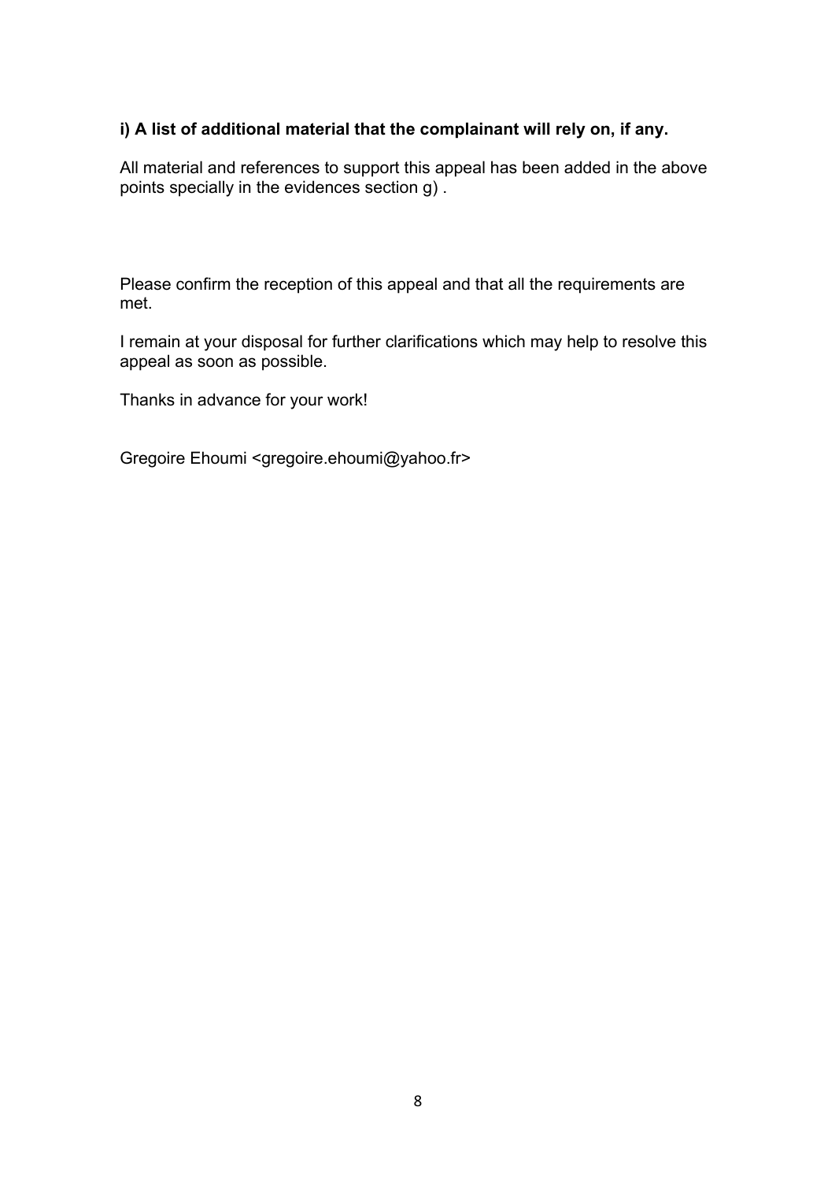**i) A list of additional material that the complainant will rely on, if any.**

All material and references to support this appeal has been added in the above points specially in the evidences section g) .

Please confirm the reception of this appeal and that all the requirements are met.

I remain at your disposal for further clarifications which may help to resolve this appeal as soon as possible.

Thanks in advance for your work!

Gregoire Ehoumi <gregoire.ehoumi@yahoo.fr>